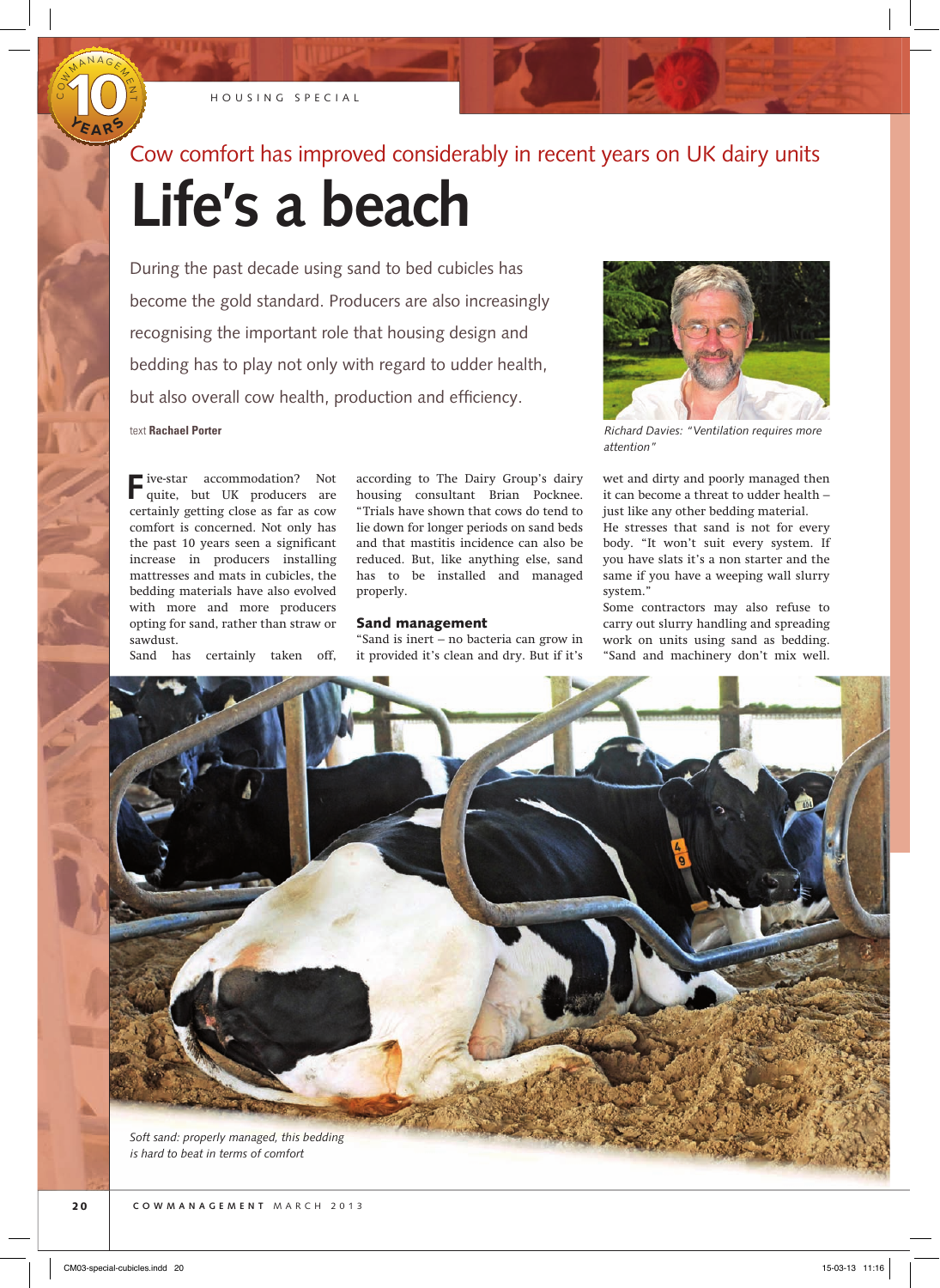HOUSING SPECIAL

Cow comfort has improved considerably in recent years on UK dairy units

# Life's a beach

During the past decade using sand to bed cubicles has become the gold standard. Producers are also increasingly recognising the important role that housing design and bedding has to play not only with regard to udder health, but also overall cow health, production and efficiency.

text **Rachael Porter**

*Richard Davies: "Ventilation requires more attention"*

Five-star accommodation? Not quite, but UK producers are certainly getting close as far as cow comfort is concerned. Not only has the past 10 years seen a significant increase in producers installing mattresses and mats in cubicles, the bedding materials have also evolved with more and more producers opting for sand, rather than straw or sawdust.

Sand has certainly taken off, according to The Dairy Group's dairy housing consultant Brian Pocknee. "Trials have shown that cows do tend to lie down for longer periods on sand beds and that mastitis incidence can also be reduced. But, like anything else, sand has to be installed and managed properly.

## Sand management

"Sand is inert – no bacteria can grow in it provided it's clean and dry. But if it's wet and dirty and poorly managed then it can become a threat to udder health – just like any other bedding material.

He stresses that sand is not for every body. "It won't suit every system. If you have slats it's a non starter and the same if you have a weeping wall slurry system."

Some contractors may also refuse to carry out slurry handling and spreading work on units using sand as bedding. "Sand and machinery don't mix well.

*Soft sand: properly managed, this bedding is hard to beat in terms of comfort*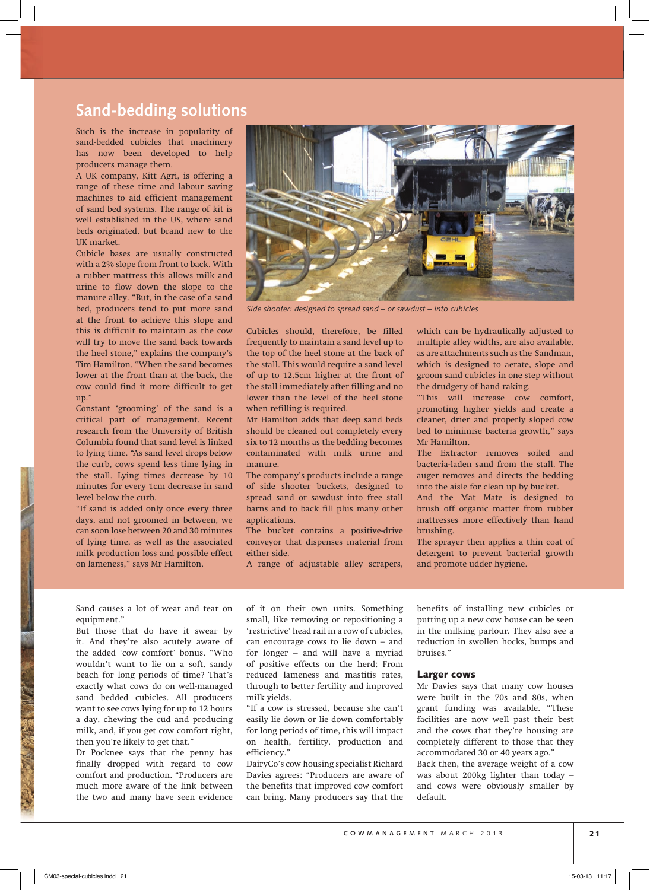## Sand-bedding solutions

Such is the increase in popularity of sand-bedded cubicles that machinery has now been developed to help producers manage them.

A UK company, Kitt Agri, is offering a range of these time and labour saving machines to aid efficient management of sand bed systems. The range of kit is well established in the US, where sand beds originated, but brand new to the UK market.

Cubicle bases are usually constructed with a 2% slope from front to back. With a rubber mattress this allows milk and urine to flow down the slope to the manure alley. "But, in the case of a sand bed, producers tend to put more sand at the front to achieve this slope and this is difficult to maintain as the cow will try to move the sand back towards the heel stone," explains the company's Tim Hamilton. "When the sand becomes lower at the front than at the back, the cow could find it more difficult to get up."

Constant 'grooming' of the sand is a critical part of management. Recent research from the University of British Columbia found that sand level is linked to lying time. "As sand level drops below the curb, cows spend less time lying in the stall. Lying times decrease by 10 minutes for every 1cm decrease in sand level below the curb.

"If sand is added only once every three days, and not groomed in between, we can soon lose between 20 and 30 minutes of lying time, as well as the associated milk production loss and possible effect on lameness," says Mr Hamilton.

*Side shooter: designed to spread sand – or sawdust – into cubicles*

Cubicles should, therefore, be filled frequently to maintain a sand level up to the top of the heel stone at the back of the stall. This would require a sand level of up to 12.5cm higher at the front of the stall immediately after filling and no lower than the level of the heel stone when refilling is required.

Mr Hamilton adds that deep sand beds should be cleaned out completely every six to 12 months as the bedding becomes contaminated with milk urine and manure.

The company's products include a range of side shooter buckets, designed to spread sand or sawdust into free stall barns and to back fill plus many other applications.

The bucket contains a positive-drive conveyor that dispenses material from either side.

A range of adjustable alley scrapers, which can be hydraulically adjusted to multiple alley widths, are also available, as are attachments such as the Sandman, which is designed to aerate, slope and groom sand cubicles in one step without the drudgery of hand raking.

"This will increase cow comfort, promoting higher yields and create a cleaner, drier and properly sloped cow bed to minimise bacteria growth," says Mr Hamilton.

The Extractor removes soiled and bacteria-laden sand from the stall. The auger removes and directs the bedding into the aisle for clean up by bucket.

And the Mat Mate is designed to brush off organic matter from rubber mattresses more effectively than hand brushing.

The sprayer then applies a thin coat of detergent to prevent bacterial growth and promote udder hygiene.

Sand causes a lot of wear and tear on equipment."

But those that do have it swear by it. And they're also acutely aware of the added 'cow comfort' bonus. "Who wouldn't want to lie on a soft, sandy beach for long periods of time? That's exactly what cows do on well-managed sand bedded cubicles. All producers want to see cows lying for up to 12 hours a day, chewing the cud and producing milk, and, if you get cow comfort right, then you're likely to get that."

Dr Pocknee says that the penny has finally dropped with regard to cow comfort and production. "Producers are much more aware of the link between the two and many have seen evidence of it on their own units. Something small, like removing or repositioning a 'restrictive' head rail in a row of cubicles, can encourage cows to lie down – and for longer – and will have a myriad of positive effects on the herd; From reduced lameness and mastitis rates, through to better fertility and improved milk yields.

"If a cow is stressed, because she can't easily lie down or lie down comfortably for long periods of time, this will impact on health, fertility, production and efficiency."

DairyCo's cow housing specialist Richard Davies agrees: "Producers are aware of the benefits that improved cow comfort can bring. Many producers say that the benefits of installing new cubicles or putting up a new cow house can be seen in the milking parlour. They also see a reduction in swollen hocks, bumps and bruises."

### Larger cows

Mr Davies says that many cow houses were built in the 70s and 80s, when grant funding was available. "These facilities are now well past their best and the cows that they're housing are completely different to those that they accommodated 30 or 40 years ago."

Back then, the average weight of a cow was about 200kg lighter than today – and cows were obviously smaller by default.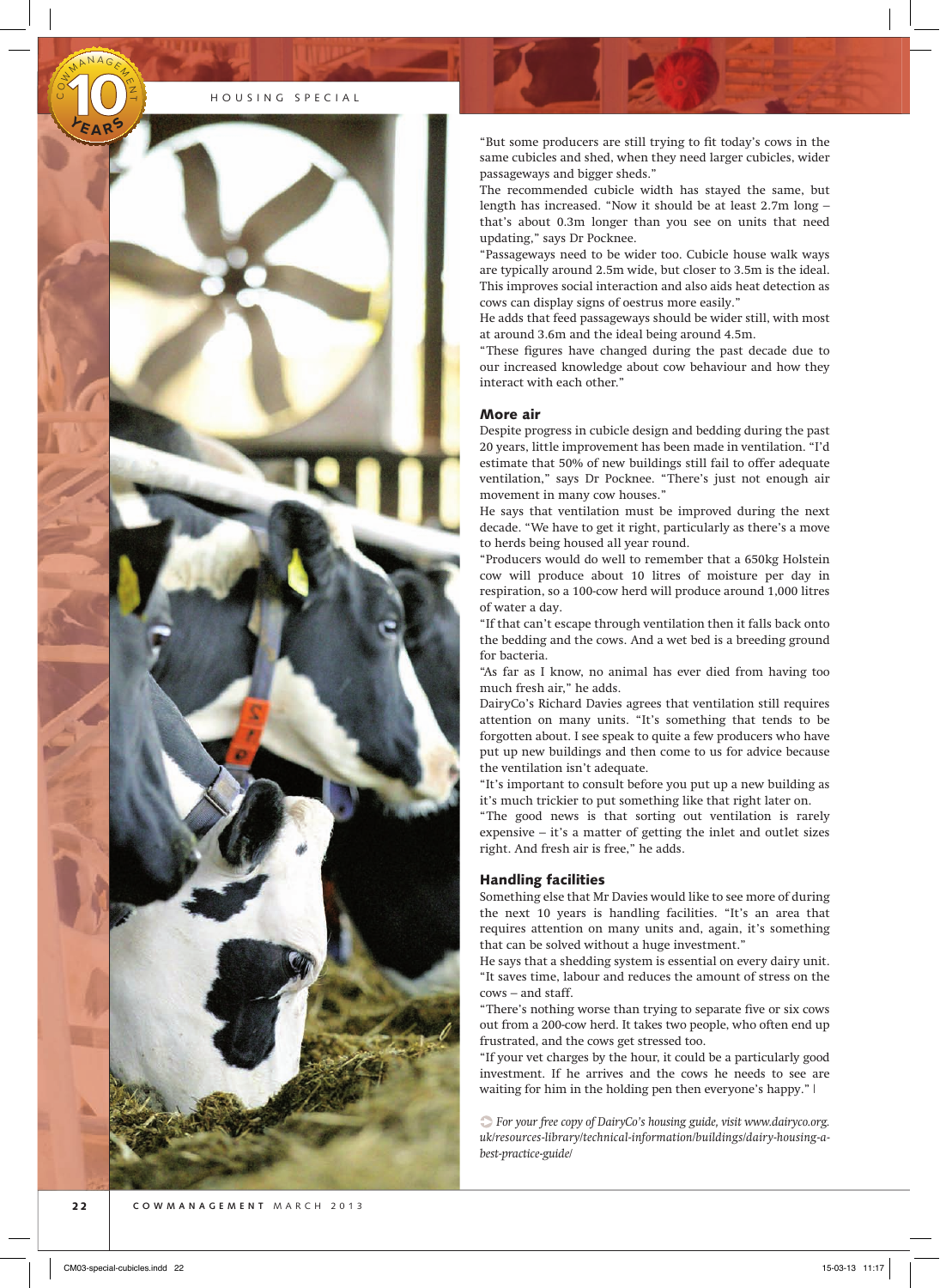"But some producers are still trying to fit today's cows in the same cubicles and shed, when they need larger cubicles, wider passageways and bigger sheds."

The recommended cubicle width has stayed the same, but length has increased. "Now it should be at least 2.7m long – that's about 0.3m longer than you see on units that need updating," says Dr Pocknee.

"Passageways need to be wider too. Cubicle house walk ways are typically around 2.5m wide, but closer to 3.5m is the ideal. This improves social interaction and also aids heat detection as cows can display signs of oestrus more easily."

He adds that feed passageways should be wider still, with most at around 3.6m and the ideal being around 4.5m.

"These figures have changed during the past decade due to our increased knowledge about cow behaviour and how they interact with each other."

### More air

Despite progress in cubicle design and bedding during the past 20 years, little improvement has been made in ventilation. "I'd estimate that 50% of new buildings still fail to offer adequate ventilation," says Dr Pocknee. "There's just not enough air movement in many cow houses."

He says that ventilation must be improved during the next decade. "We have to get it right, particularly as there's a move to herds being housed all year round.

"Producers would do well to remember that a 650kg Holstein cow will produce about 10 litres of moisture per day in respiration, so a 100-cow herd will produce around 1,000 litres of water a day.

"If that can't escape through ventilation then it falls back onto the bedding and the cows. And a wet bed is a breeding ground for bacteria.

"As far as I know, no animal has ever died from having too much fresh air," he adds.

DairyCo's Richard Davies agrees that ventilation still requires attention on many units. "It's something that tends to be forgotten about. I see speak to quite a few producers who have put up new buildings and then come to us for advice because the ventilation isn't adequate.

"It's important to consult before you put up a new building as it's much trickier to put something like that right later on.

"The good news is that sorting out ventilation is rarely expensive – it's a matter of getting the inlet and outlet sizes right. And fresh air is free," he adds.

### Handling facilities

Something else that Mr Davies would like to see more of during the next 10 years is handling facilities. "It's an area that requires attention on many units and, again, it's something that can be solved without a huge investment."

He says that a shedding system is essential on every dairy unit. "It saves time, labour and reduces the amount of stress on the cows – and staff.

"There's nothing worse than trying to separate five or six cows out from a 200-cow herd. It takes two people, who often end up frustrated, and the cows get stressed too.

"If your vet charges by the hour, it could be a particularly good investment. If he arrives and the cows he needs to see are waiting for him in the holding pen then everyone's happy."

*For your free copy of DairyCo's housing guide, visit www.dairyco.org.uk/resources-library/technical-information/buildings/dairy-housing-a-best-practice-guide/*